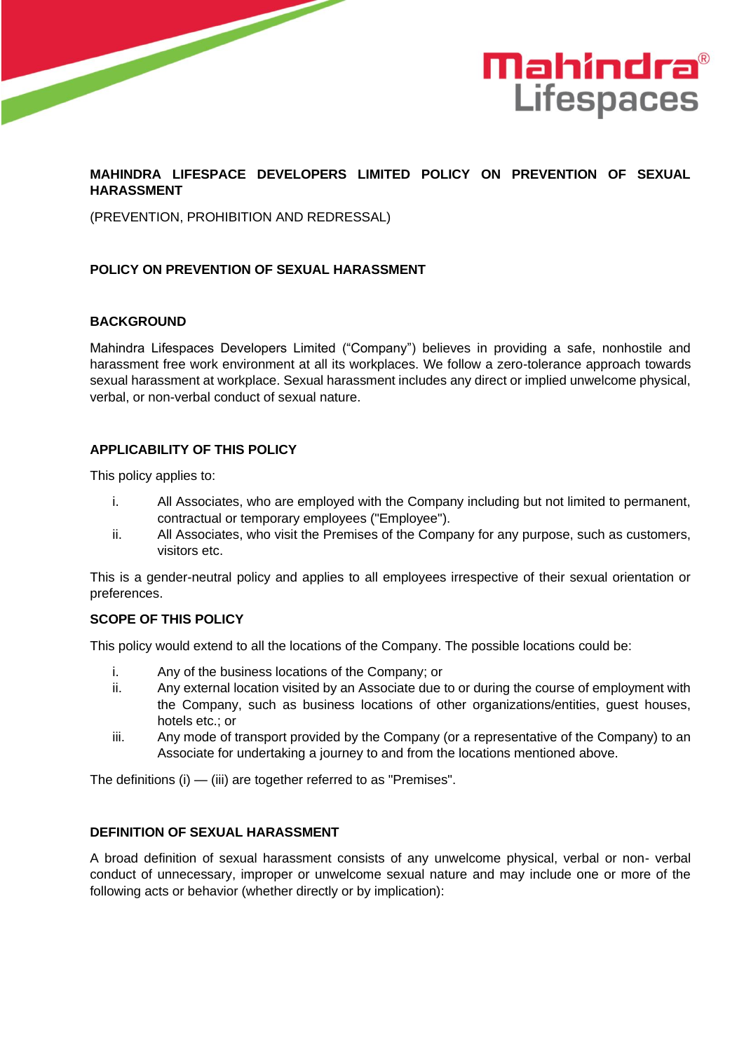# MAHINDRA LIFESPACE DEVELOPERS LIMITED POLICY ON PREVENTION OF SEXUAL HARASSMENT

(PREVENTION, PROHIBITION AND REDRESSAL)

## POLICY ON PREVENTION OF SEXUAL HARASSMENT

## BACKGROUND

Mahindra Lifespaces Developers Limited ("Company") believes in providing a safe, nonhostile and harassment free work environment at all its workplaces. We follow a zero-tolerance approach towards sexual harassment at workplace. Sexual harassment includes any direct or implied unwelcome physical, verbal, or non-verbal conduct of sexual nature.

## APPLICABILITY OF THIS POLICY

This policy applies to:

i. All Associates, who are employed with the Company including but not limited to permanent, contractual or temporary employees ("Employee").

ii. All Associates, who visit the Premises of the Company for any purpose, such as customers, visitors etc.

This is a gender-neutral policy and applies to all employees irrespective of their sexual orientation or preferences.

## SCOPE OF THIS POLICY

This policy would extend to all the locations of the Company. The possible locations could be:

i. Any of the business locations of the Company; or

ii. Any external location visited by an Associate due to or during the course of employment with the Company, such as business locations of other organizations/entities, guest houses, hotels etc.; or

iii. Any mode of transport provided by the Company (or a representative of the Company) to an Associate for undertaking a journey to and from the locations mentioned above.

The definitions (i) — (iii) are together referred to as "Premises".

## DEFINITION OF SEXUAL HARASSMENT

A broad definition of sexual harassment consists of any unwelcome physical, verbal or non- verbal conduct of unnecessary, improper or unwelcome sexual nature and may include one or more of the following acts or behavior (whether directly or by implication):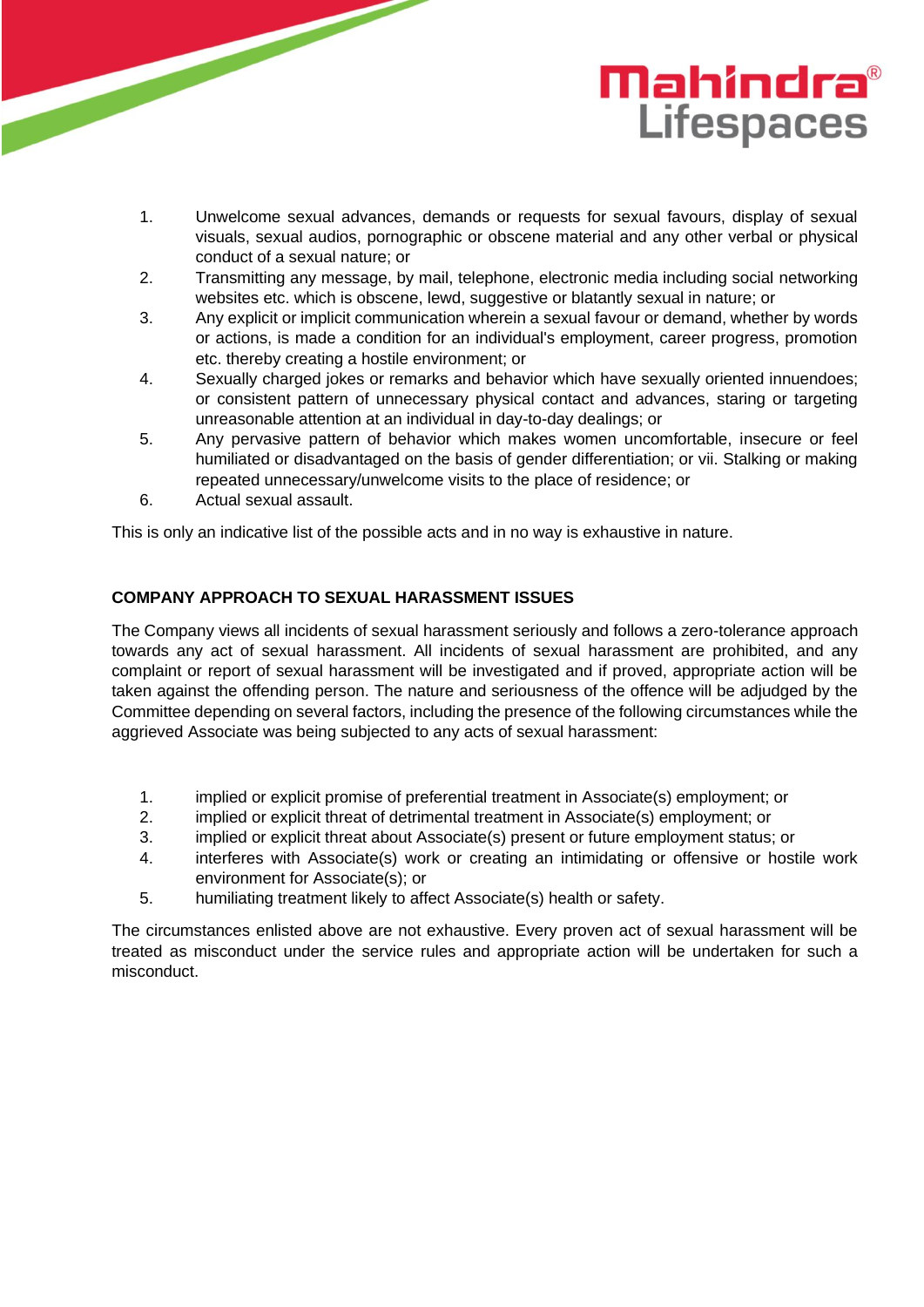1. Unwelcome sexual advances, demands or requests for sexual favours, display of sexual visuals, sexual audios, pornographic or obscene material and any other verbal or physical conduct of a sexual nature; or
2. Transmitting any message, by mail, telephone, electronic media including social networking websites etc. which is obscene, lewd, suggestive or blatantly sexual in nature; or
3. Any explicit or implicit communication wherein a sexual favour or demand, whether by words or actions, is made a condition for an individual's employment, career progress, promotion etc. thereby creating a hostile environment; or
4. Sexually charged jokes or remarks and behavior which have sexually oriented innuendoes; or consistent pattern of unnecessary physical contact and advances, staring or targeting unreasonable attention at an individual in day-to-day dealings; or
5. Any pervasive pattern of behavior which makes women uncomfortable, insecure or feel humiliated or disadvantaged on the basis of gender differentiation; or vii. Stalking or making repeated unnecessary/unwelcome visits to the place of residence; or
6. Actual sexual assault.

This is only an indicative list of the possible acts and in no way is exhaustive in nature.

**COMPANY APPROACH TO SEXUAL HARASSMENT ISSUES**

The Company views all incidents of sexual harassment seriously and follows a zero-tolerance approach towards any act of sexual harassment. All incidents of sexual harassment are prohibited, and any complaint or report of sexual harassment will be investigated and if proved, appropriate action will be taken against the offending person. The nature and seriousness of the offence will be adjudged by the Committee depending on several factors, including the presence of the following circumstances while the aggrieved Associate was being subjected to any acts of sexual harassment:

1. implied or explicit promise of preferential treatment in Associate(s) employment; or
2. implied or explicit threat of detrimental treatment in Associate(s) employment; or
3. implied or explicit threat about Associate(s) present or future employment status; or
4. interferes with Associate(s) work or creating an intimidating or offensive or hostile work environment for Associate(s); or
5. humiliating treatment likely to affect Associate(s) health or safety.

The circumstances enlisted above are not exhaustive. Every proven act of sexual harassment will be treated as misconduct under the service rules and appropriate action will be undertaken for such a misconduct.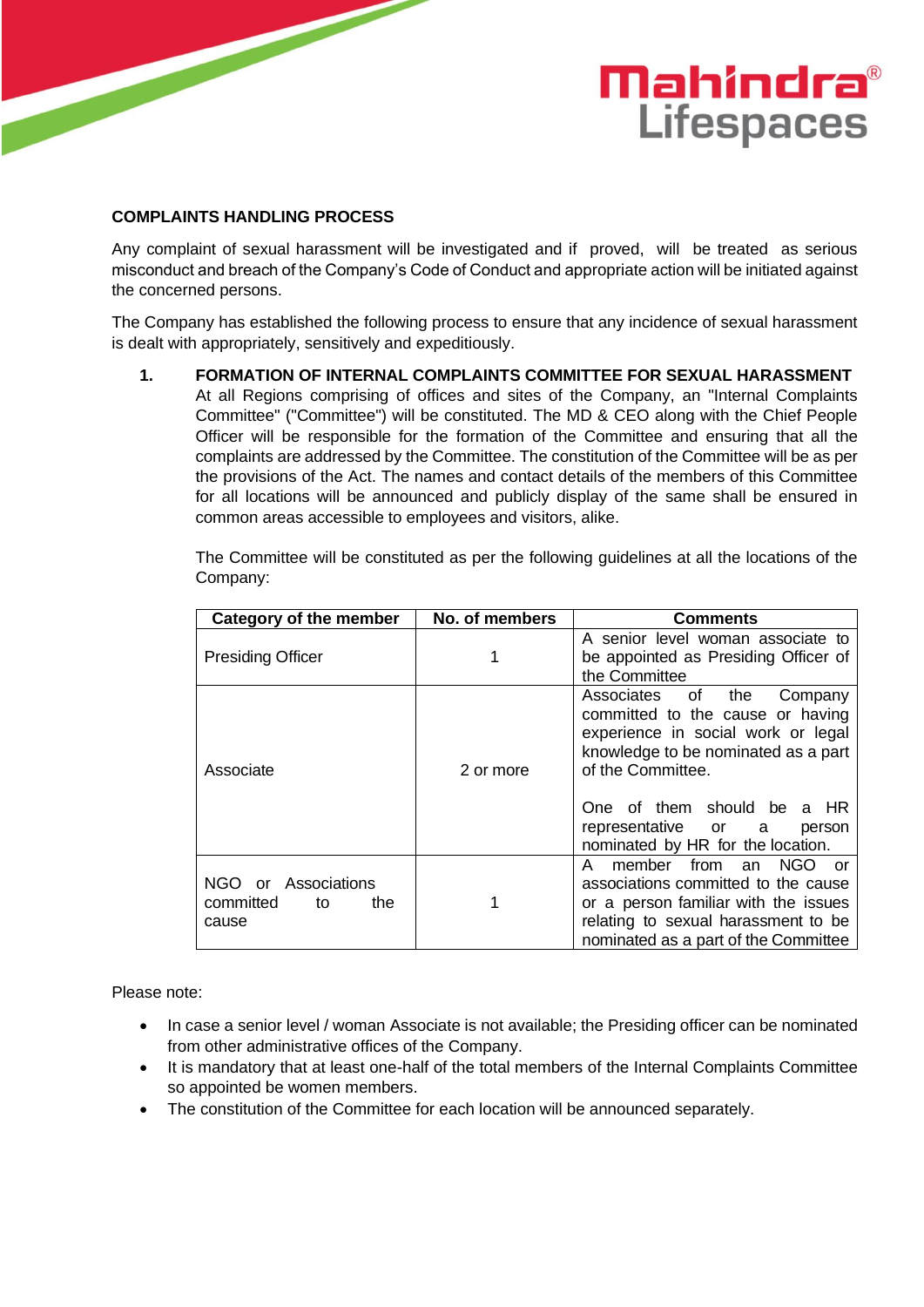## COMPLAINTS HANDLING PROCESS

Any complaint of sexual harassment will be investigated and if proved, will be treated as serious misconduct and breach of the Company's Code of Conduct and appropriate action will be initiated against the concerned persons.

The Company has established the following process to ensure that any incidence of sexual harassment is dealt with appropriately, sensitively and expeditiously.

### 1. FORMATION OF INTERNAL COMPLAINTS COMMITTEE FOR SEXUAL HARASSMENT

At all Regions comprising of offices and sites of the Company, an "Internal Complaints Committee" ("Committee") will be constituted. The MD & CEO along with the Chief People Officer will be responsible for the formation of the Committee and ensuring that all the complaints are addressed by the Committee. The constitution of the Committee will be as per the provisions of the Act. The names and contact details of the members of this Committee for all locations will be announced and publicly display of the same shall be ensured in common areas accessible to employees and visitors, alike.

The Committee will be constituted as per the following guidelines at all the locations of the Company:

| Category of the member | No. of members | Comments |
|---|---|---|
| Presiding Officer | 1 | A senior level woman associate to be appointed as Presiding Officer of the Committee |
| Associate | 2 or more | Associates of the Company committed to the cause or having experience in social work or legal knowledge to be nominated as a part of the Committee.<br><br>One of them should be a HR representative or a person nominated by HR for the location. |
| NGO or Associations committed to the cause | 1 | A member from an NGO or associations committed to the cause or a person familiar with the issues relating to sexual harassment to be nominated as a part of the Committee |

Please note:

- In case a senior level / woman Associate is not available; the Presiding officer can be nominated from other administrative offices of the Company.
- It is mandatory that at least one-half of the total members of the Internal Complaints Committee so appointed be women members.
- The constitution of the Committee for each location will be announced separately.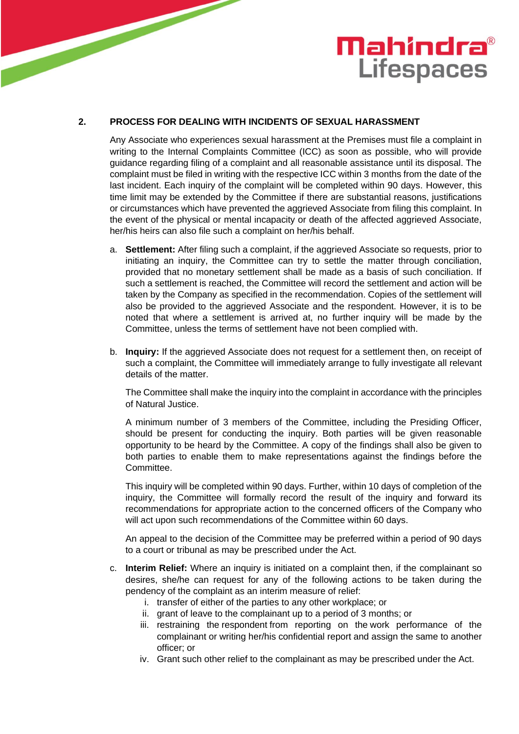## 2. PROCESS FOR DEALING WITH INCIDENTS OF SEXUAL HARASSMENT

Any Associate who experiences sexual harassment at the Premises must file a complaint in writing to the Internal Complaints Committee (ICC) as soon as possible, who will provide guidance regarding filing of a complaint and all reasonable assistance until its disposal. The complaint must be filed in writing with the respective ICC within 3 months from the date of the last incident. Each inquiry of the complaint will be completed within 90 days. However, this time limit may be extended by the Committee if there are substantial reasons, justifications or circumstances which have prevented the aggrieved Associate from filing this complaint. In the event of the physical or mental incapacity or death of the affected aggrieved Associate, her/his heirs can also file such a complaint on her/his behalf.

a. **Settlement:** After filing such a complaint, if the aggrieved Associate so requests, prior to initiating an inquiry, the Committee can try to settle the matter through conciliation, provided that no monetary settlement shall be made as a basis of such conciliation. If such a settlement is reached, the Committee will record the settlement and action will be taken by the Company as specified in the recommendation. Copies of the settlement will also be provided to the aggrieved Associate and the respondent. However, it is to be noted that where a settlement is arrived at, no further inquiry will be made by the Committee, unless the terms of settlement have not been complied with.

b. **Inquiry:** If the aggrieved Associate does not request for a settlement then, on receipt of such a complaint, the Committee will immediately arrange to fully investigate all relevant details of the matter.

   The Committee shall make the inquiry into the complaint in accordance with the principles of Natural Justice.

   A minimum number of 3 members of the Committee, including the Presiding Officer, should be present for conducting the inquiry. Both parties will be given reasonable opportunity to be heard by the Committee. A copy of the findings shall also be given to both parties to enable them to make representations against the findings before the Committee.

   This inquiry will be completed within 90 days. Further, within 10 days of completion of the inquiry, the Committee will formally record the result of the inquiry and forward its recommendations for appropriate action to the concerned officers of the Company who will act upon such recommendations of the Committee within 60 days.

   An appeal to the decision of the Committee may be preferred within a period of 90 days to a court or tribunal as may be prescribed under the Act.

c. **Interim Relief:** Where an inquiry is initiated on a complaint then, if the complainant so desires, she/he can request for any of the following actions to be taken during the pendency of the complaint as an interim measure of relief:

   i. transfer of either of the parties to any other workplace; or
   ii. grant of leave to the complainant up to a period of 3 months; or
   iii. restraining the respondent from reporting on the work performance of the complainant or writing her/his confidential report and assign the same to another officer; or
   iv. Grant such other relief to the complainant as may be prescribed under the Act.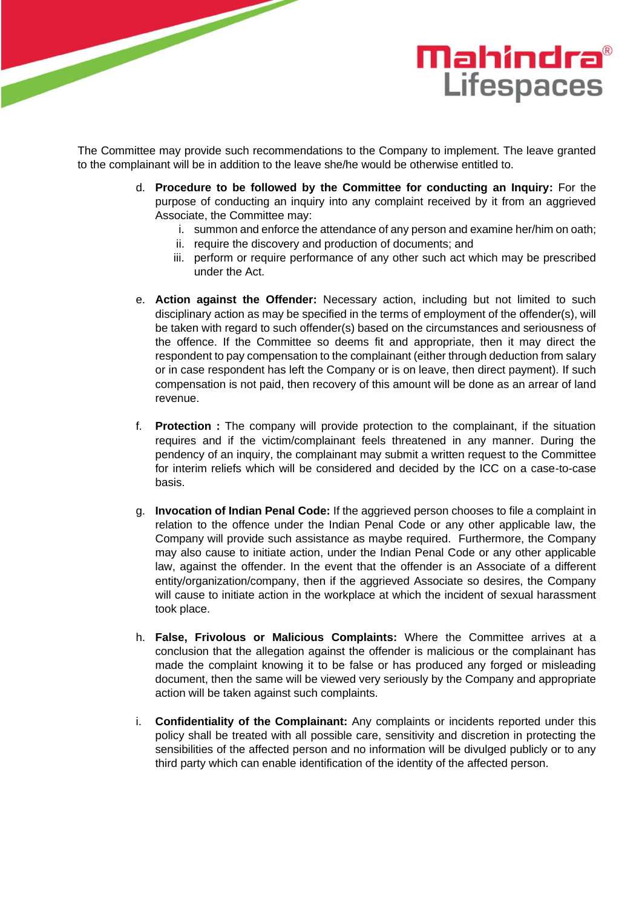The Committee may provide such recommendations to the Company to implement. The leave granted to the complainant will be in addition to the leave she/he would be otherwise entitled to.

d. **Procedure to be followed by the Committee for conducting an Inquiry:** For the purpose of conducting an inquiry into any complaint received by it from an aggrieved Associate, the Committee may:
   i. summon and enforce the attendance of any person and examine her/him on oath;
   ii. require the discovery and production of documents; and
   iii. perform or require performance of any other such act which may be prescribed under the Act.

e. **Action against the Offender:** Necessary action, including but not limited to such disciplinary action as may be specified in the terms of employment of the offender(s), will be taken with regard to such offender(s) based on the circumstances and seriousness of the offence. If the Committee so deems fit and appropriate, then it may direct the respondent to pay compensation to the complainant (either through deduction from salary or in case respondent has left the Company or is on leave, then direct payment). If such compensation is not paid, then recovery of this amount will be done as an arrear of land revenue.

f. **Protection :** The company will provide protection to the complainant, if the situation requires and if the victim/complainant feels threatened in any manner. During the pendency of an inquiry, the complainant may submit a written request to the Committee for interim reliefs which will be considered and decided by the ICC on a case-to-case basis.

g. **Invocation of Indian Penal Code:** If the aggrieved person chooses to file a complaint in relation to the offence under the Indian Penal Code or any other applicable law, the Company will provide such assistance as maybe required. Furthermore, the Company may also cause to initiate action, under the Indian Penal Code or any other applicable law, against the offender. In the event that the offender is an Associate of a different entity/organization/company, then if the aggrieved Associate so desires, the Company will cause to initiate action in the workplace at which the incident of sexual harassment took place.

h. **False, Frivolous or Malicious Complaints:** Where the Committee arrives at a conclusion that the allegation against the offender is malicious or the complainant has made the complaint knowing it to be false or has produced any forged or misleading document, then the same will be viewed very seriously by the Company and appropriate action will be taken against such complaints.

i. **Confidentiality of the Complainant:** Any complaints or incidents reported under this policy shall be treated with all possible care, sensitivity and discretion in protecting the sensibilities of the affected person and no information will be divulged publicly or to any third party which can enable identification of the identity of the affected person.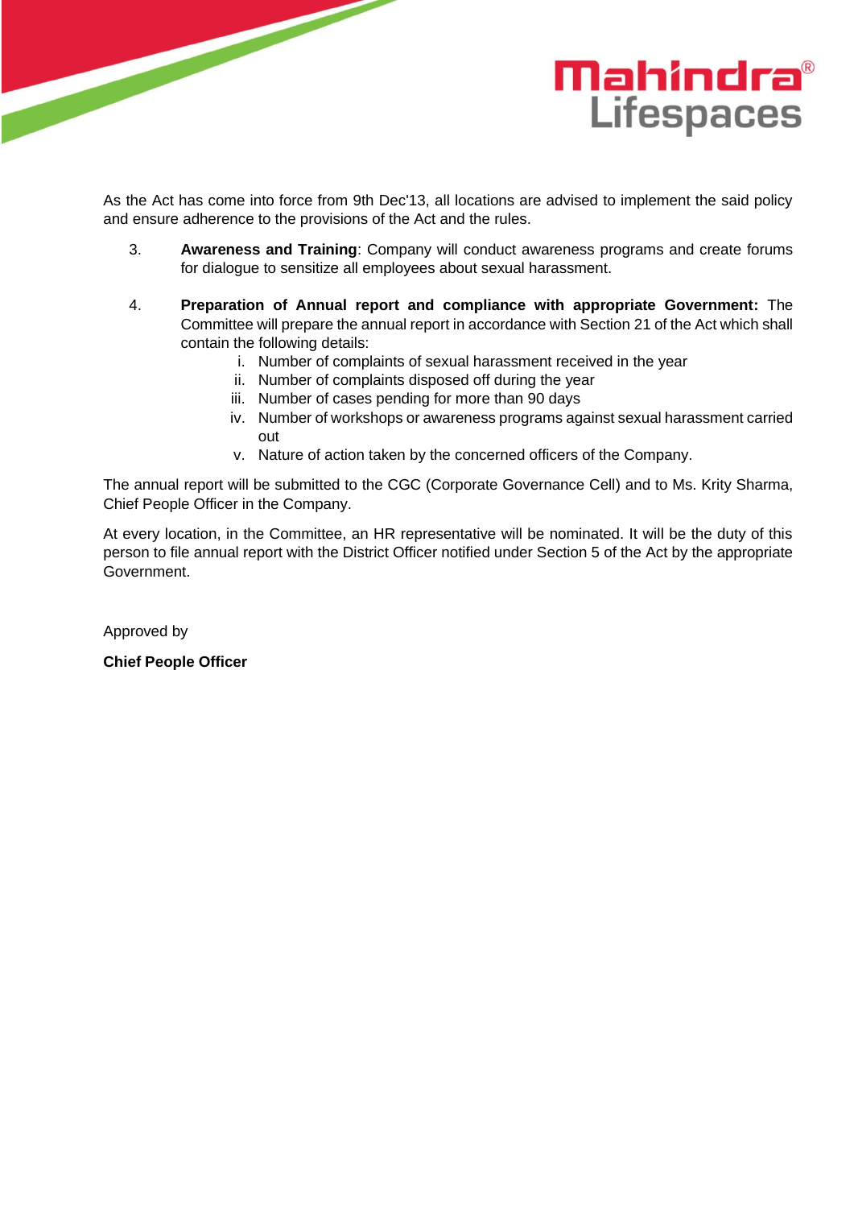As the Act has come into force from 9th Dec'13, all locations are advised to implement the said policy and ensure adherence to the provisions of the Act and the rules.

3. **Awareness and Training**: Company will conduct awareness programs and create forums for dialogue to sensitize all employees about sexual harassment.

4. **Preparation of Annual report and compliance with appropriate Government:** The Committee will prepare the annual report in accordance with Section 21 of the Act which shall contain the following details:
    1. Number of complaints of sexual harassment received in the year
    2. Number of complaints disposed off during the year
    3. Number of cases pending for more than 90 days
    4. Number of workshops or awareness programs against sexual harassment carried out
    5. Nature of action taken by the concerned officers of the Company.

The annual report will be submitted to the CGC (Corporate Governance Cell) and to Ms. Krity Sharma, Chief People Officer in the Company.

At every location, in the Committee, an HR representative will be nominated. It will be the duty of this person to file annual report with the District Officer notified under Section 5 of the Act by the appropriate Government.

Approved by

**Chief People Officer**